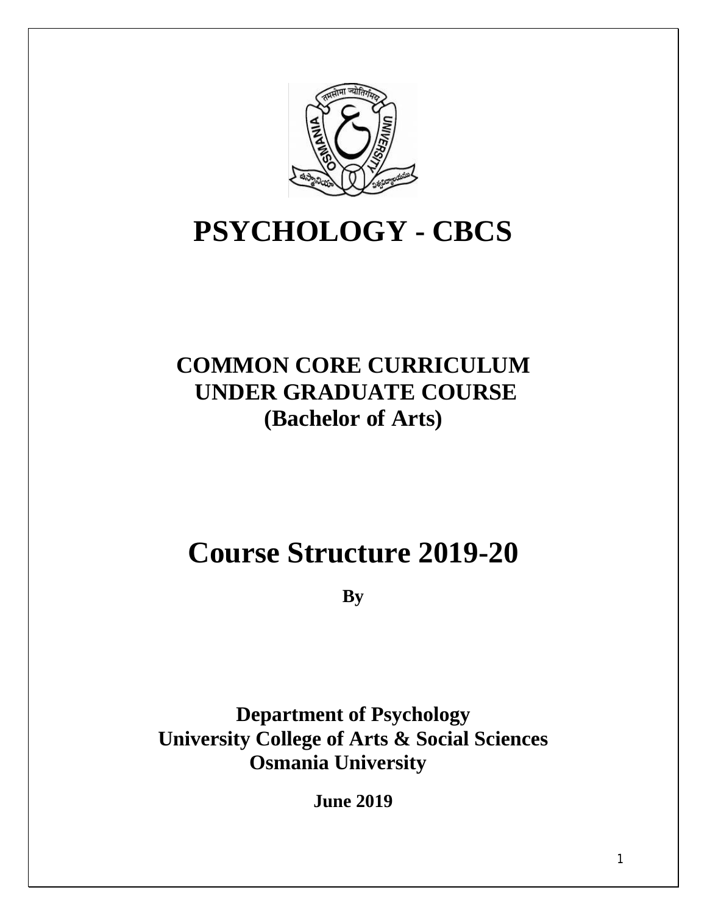# PSYCHOLOGY - CBCS

## COMMON CORE CURRICULUM
## UNDER GRADUATE COURSE
## (Bachelor of Arts)

# Course Structure 2019-20

**By**

**Department of Psychology**
**University College of Arts & Social Sciences**
**Osmania University**

**June 2019**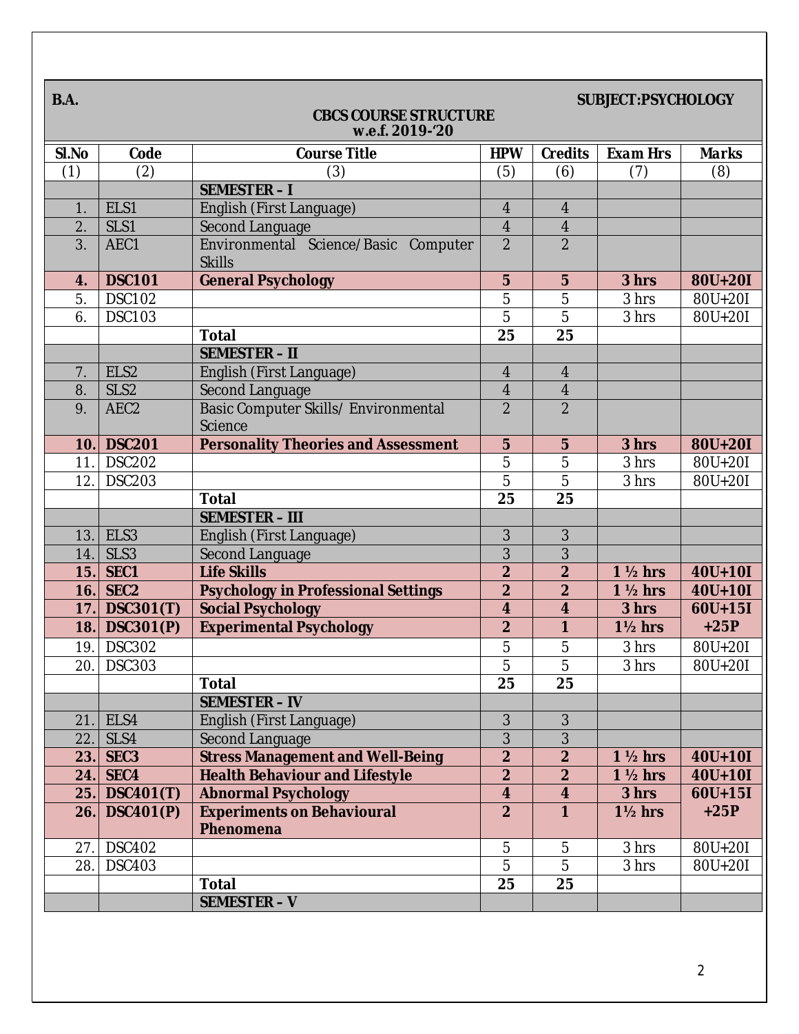**B.A.** **SUBJECT:PSYCHOLOGY**

**CBCS COURSE STRUCTURE**
**w.e.f. 2019-'20**

| Sl.No | Code | Course Title | HPW | Credits | Exam Hrs | Marks |
|---|---|---|---|---|---|---|
| (1) | (2) | (3) | (5) | (6) | (7) | (8) |
| | | **SEMESTER – I** | | | | |
| 1. | ELS1 | English (First Language) | 4 | 4 | | |
| 2. | SLS1 | Second Language | 4 | 4 | | |
| 3. | AEC1 | Environmental Science/Basic Computer Skills | 2 | 2 | | |
| **4.** | **DSC101** | **General Psychology** | **5** | **5** | **3 hrs** | **80U+20I** |
| 5. | DSC102 | | 5 | 5 | 3 hrs | 80U+20I |
| 6. | DSC103 | | 5 | 5 | 3 hrs | 80U+20I |
| | | **Total** | **25** | **25** | | |
| | | **SEMESTER – II** | | | | |
| 7. | ELS2 | English (First Language) | 4 | 4 | | |
| 8. | SLS2 | Second Language | 4 | 4 | | |
| 9. | AEC2 | Basic Computer Skills/ Environmental Science | 2 | 2 | | |
| **10.** | **DSC201** | **Personality Theories and Assessment** | **5** | **5** | **3 hrs** | **80U+20I** |
| 11. | DSC202 | | 5 | 5 | 3 hrs | 80U+20I |
| 12. | DSC203 | | 5 | 5 | 3 hrs | 80U+20I |
| | | **Total** | **25** | **25** | | |
| | | **SEMESTER – III** | | | | |
| 13. | ELS3 | English (First Language) | 3 | 3 | | |
| 14. | SLS3 | Second Language | 3 | 3 | | |
| **15.** | **SEC1** | **Life Skills** | **2** | **2** | **1 ½ hrs** | **40U+10I** |
| **16.** | **SEC2** | **Psychology in Professional Settings** | **2** | **2** | **1 ½ hrs** | **40U+10I** |
| **17.** | **DSC301(T)** | **Social Psychology** | **4** | **4** | **3 hrs** | **60U+15I +25P** |
| **18.** | **DSC301(P)** | **Experimental Psychology** | **2** | **1** | **1½ hrs** | |
| 19. | DSC302 | | 5 | 5 | 3 hrs | 80U+20I |
| 20. | DSC303 | | 5 | 5 | 3 hrs | 80U+20I |
| | | **Total** | **25** | **25** | | |
| | | **SEMESTER – IV** | | | | |
| 21. | ELS4 | English (First Language) | 3 | 3 | | |
| 22. | SLS4 | Second Language | 3 | 3 | | |
| **23.** | **SEC3** | **Stress Management and Well-Being** | **2** | **2** | **1 ½ hrs** | **40U+10I** |
| **24.** | **SEC4** | **Health Behaviour and Lifestyle** | **2** | **2** | **1 ½ hrs** | **40U+10I** |
| **25.** | **DSC401(T)** | **Abnormal Psychology** | **4** | **4** | **3 hrs** | **60U+15I +25P** |
| **26.** | **DSC401(P)** | **Experiments on Behavioural Phenomena** | **2** | **1** | **1½ hrs** | |
| 27. | DSC402 | | 5 | 5 | 3 hrs | 80U+20I |
| 28. | DSC403 | | 5 | 5 | 3 hrs | 80U+20I |
| | | **Total** | **25** | **25** | | |
| | | **SEMESTER – V** | | | | |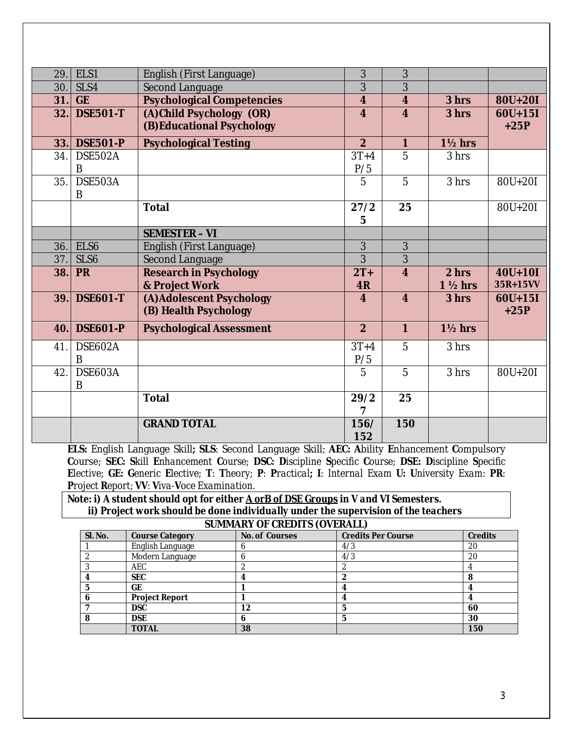| | | | | | | |
|---|---|---|---|---|---|---|
| 29. | ELS1 | English (First Language) | 3 | 3 | | |
| 30. | SLS4 | Second Language | 3 | 3 | | |
| **31.** | **GE** | **Psychological Competencies** | **4** | **4** | **3 hrs** | **80U+20I** |
| **32.** | **DSE501-T** | **(A)Child Psychology (OR)** **(B)Educational Psychology** | **4** | **4** | **3 hrs** | **60U+15I +25P** |
| **33.** | **DSE501-P** | **Psychological Testing** | **2** | **1** | **1½ hrs** | |
| 34. | DSE502AB | | 3T+4P/5 | 5 | 3 hrs | |
| 35. | DSE503AB | | 5 | 5 | 3 hrs | 80U+20I |
| | | **Total** | **27/25** | **25** | | 80U+20I |
| | | **SEMESTER – VI** | | | | |
| 36. | ELS6 | English (First Language) | 3 | 3 | | |
| 37. | SLS6 | Second Language | 3 | 3 | | |
| **38.** | **PR** | **Research in Psychology & Project Work** | **2T+ 4R** | **4** | **2 hrs 1 ½ hrs** | **40U+10I 35R+15VV** |
| **39.** | **DSE601-T** | **(A)Adolescent Psychology** **(B) Health Psychology** | **4** | **4** | **3 hrs** | **60U+15I +25P** |
| **40.** | **DSE601-P** | **Psychological Assessment** | **2** | **1** | **1½ hrs** | |
| 41. | DSE602AB | | 3T+4P/5 | 5 | 3 hrs | |
| 42. | DSE603AB | | 5 | 5 | 3 hrs | 80U+20I |
| | | **Total** | **29/27** | **25** | | |
| | | **GRAND TOTAL** | **156/152** | **150** | | |

**ELS:** English Language Skill**; SLS**: Second Language Skill; **AEC: A**bility **E**nhancement **C**ompulsory **C**ourse; **SEC: S**kill **E**nhancement **C**ourse; **DSC: D**iscipline **S**pecific **C**ourse; **DSE: D**iscipline **S**pecific **E**lective; **GE: G**eneric **E**lective; **T**: **T**heory; **P**: **P**ractical**; I**: Internal Exam **U: U**niversity Exam: **PR**: **P**roject **R**eport; **VV**: **V**iva-**V**oce Examination.

**Note: i) A student should opt for either A orB of DSE Groups in V and VI Semesters.**
**ii) Project work should be done individually under the supervision of the teachers**

**SUMMARY OF CREDITS (OVERALL)**

| Sl. No. | Course Category | No. of Courses | Credits Per Course | Credits |
|---|---|---|---|---|
| 1 | English Language | 6 | 4/3 | 20 |
| 2 | Modern Language | 6 | 4/3 | 20 |
| 3 | AEC | 2 | 2 | 4 |
| **4** | **SEC** | **4** | **2** | **8** |
| **5** | **GE** | **1** | **4** | **4** |
| **6** | **Project Report** | **1** | **4** | **4** |
| **7** | **DSC** | **12** | **5** | **60** |
| **8** | **DSE** | **6** | **5** | **30** |
| | **TOTAL** | **38** | | **150** |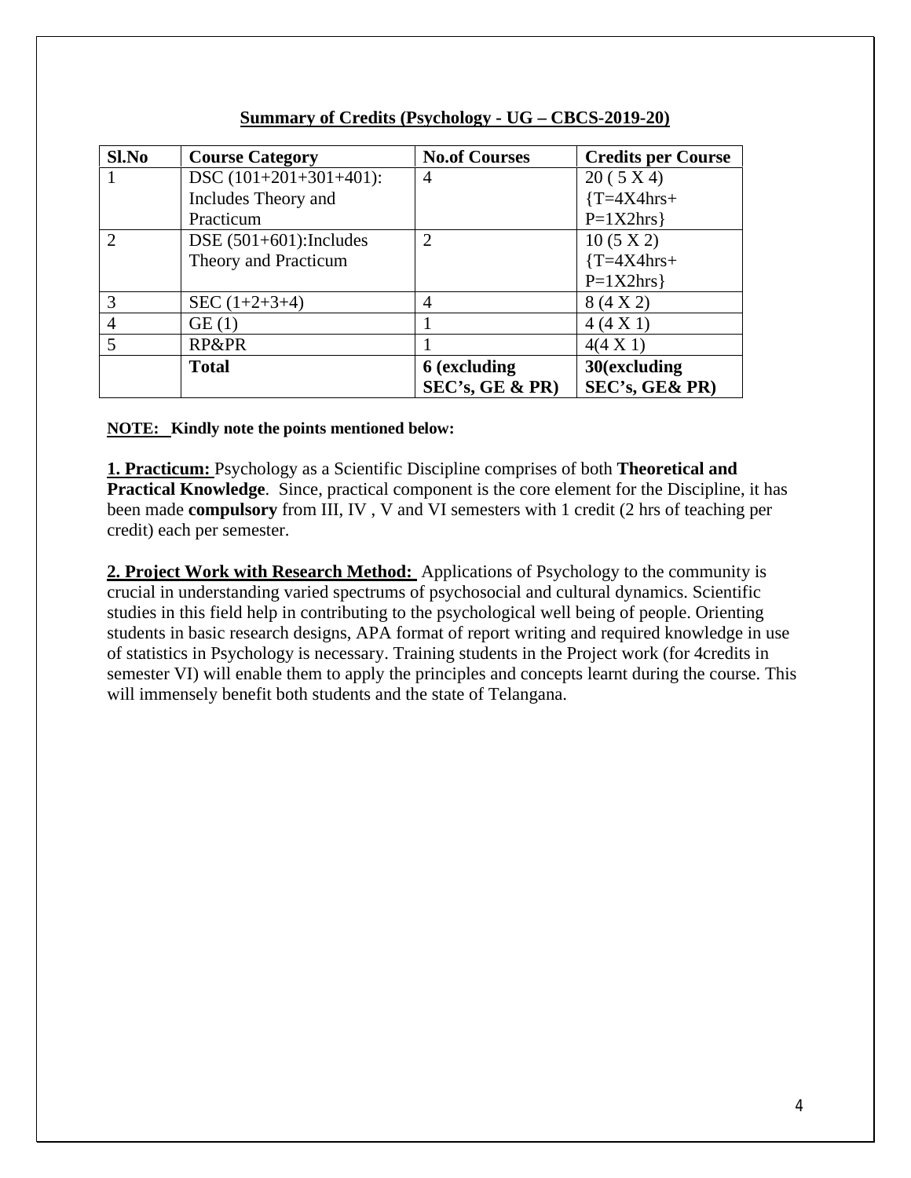## Summary of Credits (Psychology - UG – CBCS-2019-20)

| Sl.No | Course Category | No.of Courses | Credits per Course |
|---|---|---|---|
| 1 | DSC (101+201+301+401): Includes Theory and Practicum | 4 | 20 ( 5 X 4) {T=4X4hrs+ P=1X2hrs} |
| 2 | DSE (501+601):Includes Theory and Practicum | 2 | 10 (5 X 2) {T=4X4hrs+ P=1X2hrs} |
| 3 | SEC (1+2+3+4) | 4 | 8 (4 X 2) |
| 4 | GE (1) | 1 | 4 (4 X 1) |
| 5 | RP&PR | 1 | 4(4 X 1) |
| | **Total** | **6 (excluding SEC's, GE & PR)** | **30(excluding SEC's, GE& PR)** |

**NOTE: Kindly note the points mentioned below:**

**1. Practicum:** Psychology as a Scientific Discipline comprises of both **Theoretical and Practical Knowledge**. Since, practical component is the core element for the Discipline, it has been made **compulsory** from III, IV , V and VI semesters with 1 credit (2 hrs of teaching per credit) each per semester.

**2. Project Work with Research Method:** Applications of Psychology to the community is crucial in understanding varied spectrums of psychosocial and cultural dynamics. Scientific studies in this field help in contributing to the psychological well being of people. Orienting students in basic research designs, APA format of report writing and required knowledge in use of statistics in Psychology is necessary. Training students in the Project work (for 4credits in semester VI) will enable them to apply the principles and concepts learnt during the course. This will immensely benefit both students and the state of Telangana.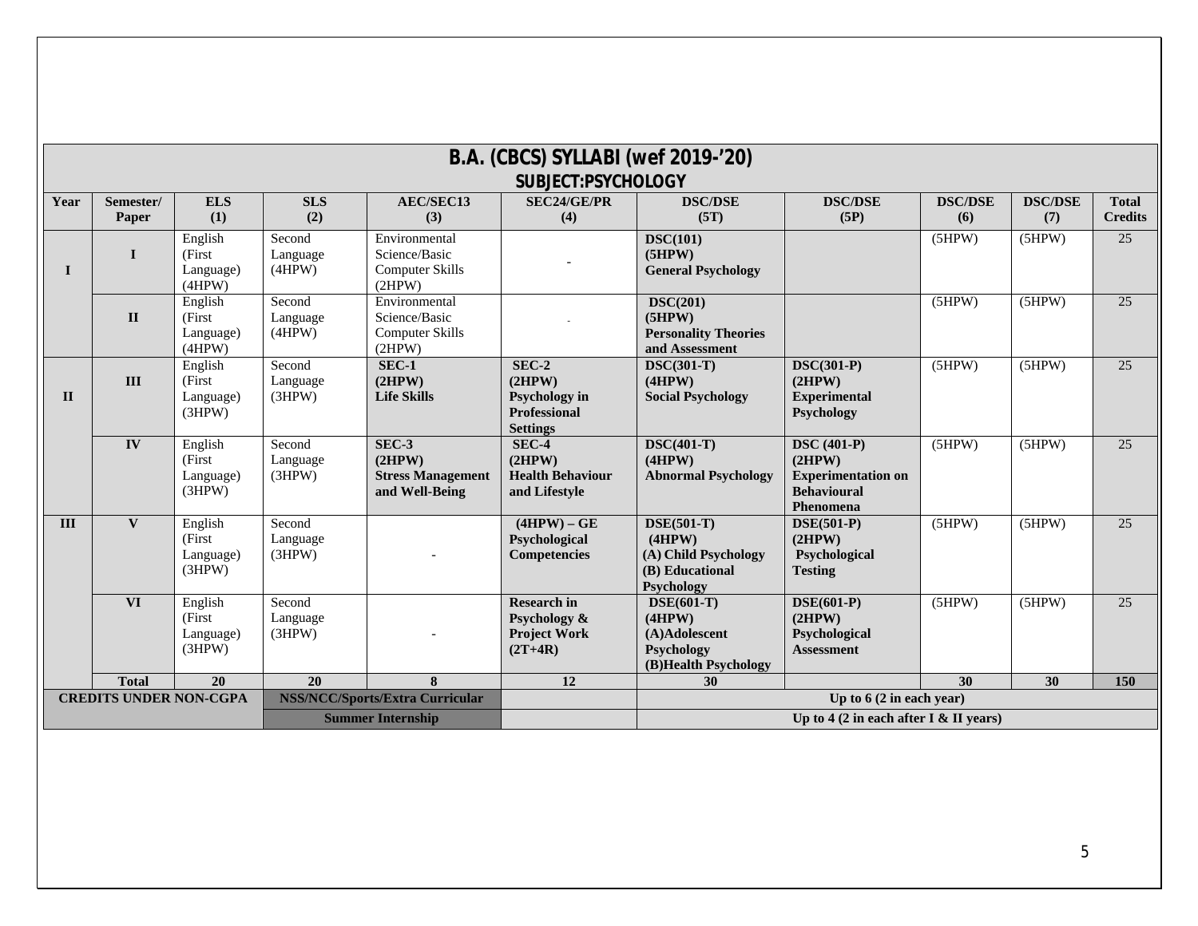## B.A. (CBCS) SYLLABI (wef 2019-'20)

### SUBJECT:PSYCHOLOGY

| Year | Semester/ Paper | ELS (1) | SLS (2) | AEC/SEC13 (3) | SEC24/GE/PR (4) | DSC/DSE (5T) | DSC/DSE (5P) | DSC/DSE (6) | DSC/DSE (7) | Total Credits |
|---|---|---|---|---|---|---|---|---|---|---|
| I | I | English (First Language) (4HPW) | Second Language (4HPW) | Environmental Science/Basic Computer Skills (2HPW) | - | **DSC(101) (5HPW) General Psychology** | | (5HPW) | (5HPW) | 25 |
| | II | English (First Language) (4HPW) | Second Language (4HPW) | Environmental Science/Basic Computer Skills (2HPW) | - | **DSC(201) (5HPW) Personality Theories and Assessment** | | (5HPW) | (5HPW) | 25 |
| II | III | English (First Language) (3HPW) | Second Language (3HPW) | **SEC-1 (2HPW) Life Skills** | **SEC-2 (2HPW) Psychology in Professional Settings** | **DSC(301-T) (4HPW) Social Psychology** | **DSC(301-P) (2HPW) Experimental Psychology** | (5HPW) | (5HPW) | 25 |
| | IV | English (First Language) (3HPW) | Second Language (3HPW) | **SEC-3 (2HPW) Stress Management and Well-Being** | **SEC-4 (2HPW) Health Behaviour and Lifestyle** | **DSC(401-T) (4HPW) Abnormal Psychology** | **DSC (401-P) (2HPW) Experimentation on Behavioural Phenomena** | (5HPW) | (5HPW) | 25 |
| III | V | English (First Language) (3HPW) | Second Language (3HPW) | - | **(4HPW) – GE Psychological Competencies** | **DSE(501-T) (4HPW) (A) Child Psychology (B) Educational Psychology** | **DSE(501-P) (2HPW) Psychological Testing** | (5HPW) | (5HPW) | 25 |
| | VI | English (First Language) (3HPW) | Second Language (3HPW) | - | **Research in Psychology & Project Work (2T+4R)** | **DSE(601-T) (4HPW) (A)Adolescent Psychology (B)Health Psychology** | **DSE(601-P) (2HPW) Psychological Assessment** | (5HPW) | (5HPW) | 25 |
| | **Total** | **20** | **20** | **8** | **12** | **30** | | **30** | **30** | **150** |
| **CREDITS UNDER NON-CGPA** | | | **NSS/NCC/Sports/Extra Curricular** | | | **Up to 6 (2 in each year)** | | | | |
| | | | **Summer Internship** | | | **Up to 4 (2 in each after I & II years)** | | | | |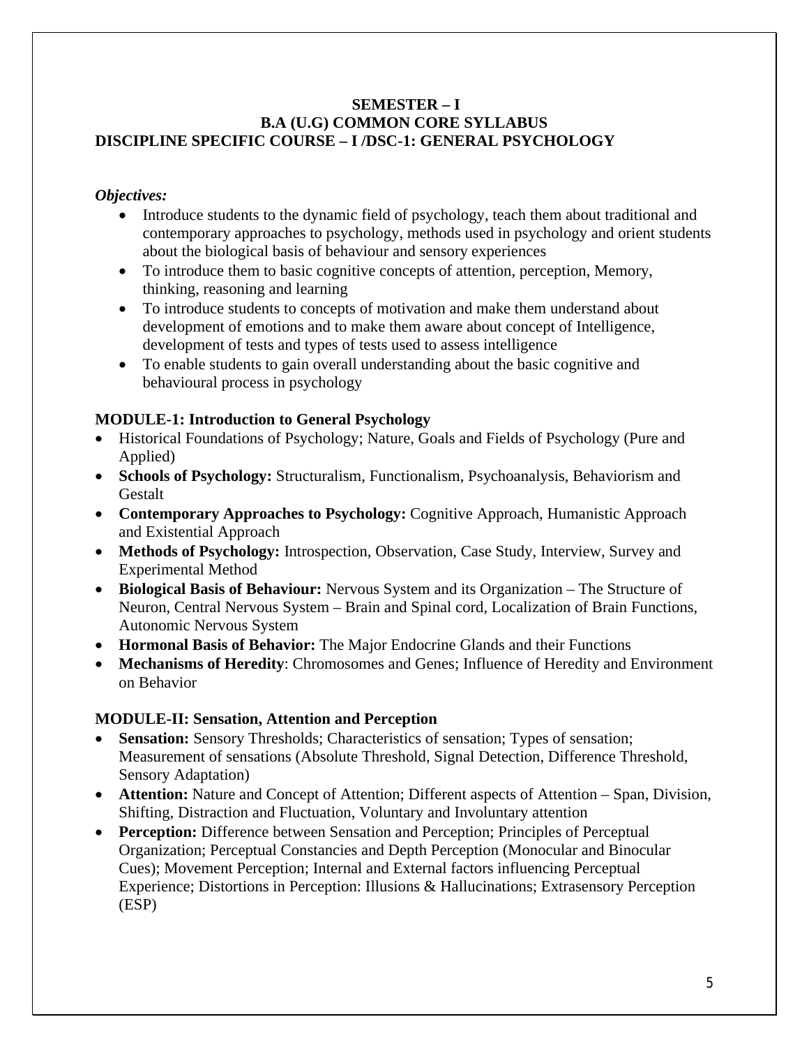**SEMESTER – I**
**B.A (U.G) COMMON CORE SYLLABUS**
**DISCIPLINE SPECIFIC COURSE – I /DSC-1: GENERAL PSYCHOLOGY**

***Objectives:***

- Introduce students to the dynamic field of psychology, teach them about traditional and contemporary approaches to psychology, methods used in psychology and orient students about the biological basis of behaviour and sensory experiences
- To introduce them to basic cognitive concepts of attention, perception, Memory, thinking, reasoning and learning
- To introduce students to concepts of motivation and make them understand about development of emotions and to make them aware about concept of Intelligence, development of tests and types of tests used to assess intelligence
- To enable students to gain overall understanding about the basic cognitive and behavioural process in psychology

**MODULE-1: Introduction to General Psychology**

- Historical Foundations of Psychology; Nature, Goals and Fields of Psychology (Pure and Applied)
- **Schools of Psychology:** Structuralism, Functionalism, Psychoanalysis, Behaviorism and Gestalt
- **Contemporary Approaches to Psychology:** Cognitive Approach, Humanistic Approach and Existential Approach
- **Methods of Psychology:** Introspection, Observation, Case Study, Interview, Survey and Experimental Method
- **Biological Basis of Behaviour:** Nervous System and its Organization – The Structure of Neuron, Central Nervous System – Brain and Spinal cord, Localization of Brain Functions, Autonomic Nervous System
- **Hormonal Basis of Behavior:** The Major Endocrine Glands and their Functions
- **Mechanisms of Heredity**: Chromosomes and Genes; Influence of Heredity and Environment on Behavior

**MODULE-II: Sensation, Attention and Perception**

- **Sensation:** Sensory Thresholds; Characteristics of sensation; Types of sensation; Measurement of sensations (Absolute Threshold, Signal Detection, Difference Threshold, Sensory Adaptation)
- **Attention:** Nature and Concept of Attention; Different aspects of Attention – Span, Division, Shifting, Distraction and Fluctuation, Voluntary and Involuntary attention
- **Perception:** Difference between Sensation and Perception; Principles of Perceptual Organization; Perceptual Constancies and Depth Perception (Monocular and Binocular Cues); Movement Perception; Internal and External factors influencing Perceptual Experience; Distortions in Perception: Illusions & Hallucinations; Extrasensory Perception (ESP)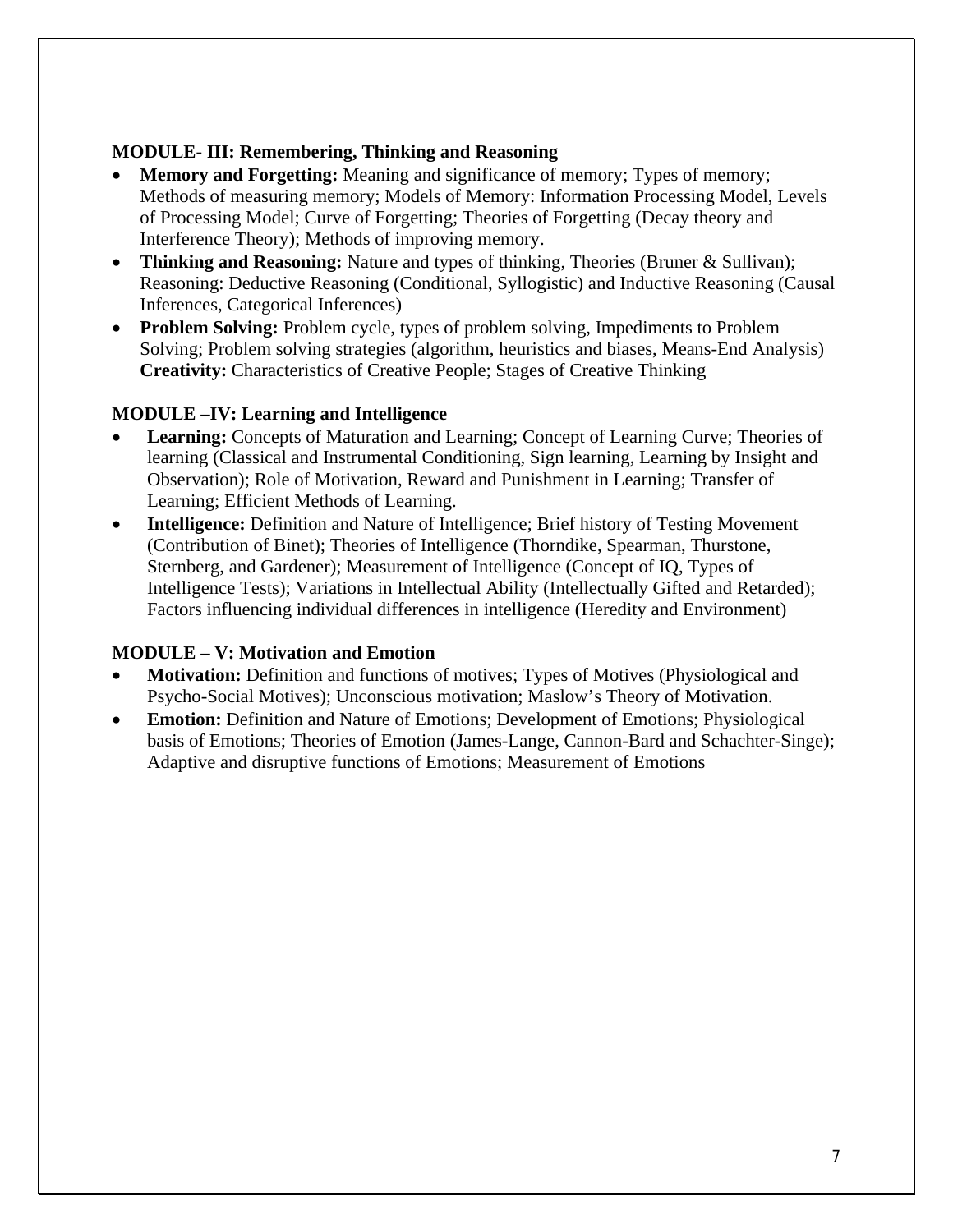**MODULE- III: Remembering, Thinking and Reasoning**

- **Memory and Forgetting:** Meaning and significance of memory; Types of memory; Methods of measuring memory; Models of Memory: Information Processing Model, Levels of Processing Model; Curve of Forgetting; Theories of Forgetting (Decay theory and Interference Theory); Methods of improving memory.
- **Thinking and Reasoning:** Nature and types of thinking, Theories (Bruner & Sullivan); Reasoning: Deductive Reasoning (Conditional, Syllogistic) and Inductive Reasoning (Causal Inferences, Categorical Inferences)
- **Problem Solving:** Problem cycle, types of problem solving, Impediments to Problem Solving; Problem solving strategies (algorithm, heuristics and biases, Means-End Analysis) **Creativity:** Characteristics of Creative People; Stages of Creative Thinking

**MODULE –IV: Learning and Intelligence**

- **Learning:** Concepts of Maturation and Learning; Concept of Learning Curve; Theories of learning (Classical and Instrumental Conditioning, Sign learning, Learning by Insight and Observation); Role of Motivation, Reward and Punishment in Learning; Transfer of Learning; Efficient Methods of Learning.
- **Intelligence:** Definition and Nature of Intelligence; Brief history of Testing Movement (Contribution of Binet); Theories of Intelligence (Thorndike, Spearman, Thurstone, Sternberg, and Gardener); Measurement of Intelligence (Concept of IQ, Types of Intelligence Tests); Variations in Intellectual Ability (Intellectually Gifted and Retarded); Factors influencing individual differences in intelligence (Heredity and Environment)

**MODULE – V: Motivation and Emotion**

- **Motivation:** Definition and functions of motives; Types of Motives (Physiological and Psycho-Social Motives); Unconscious motivation; Maslow's Theory of Motivation.
- **Emotion:** Definition and Nature of Emotions; Development of Emotions; Physiological basis of Emotions; Theories of Emotion (James-Lange, Cannon-Bard and Schachter-Singe); Adaptive and disruptive functions of Emotions; Measurement of Emotions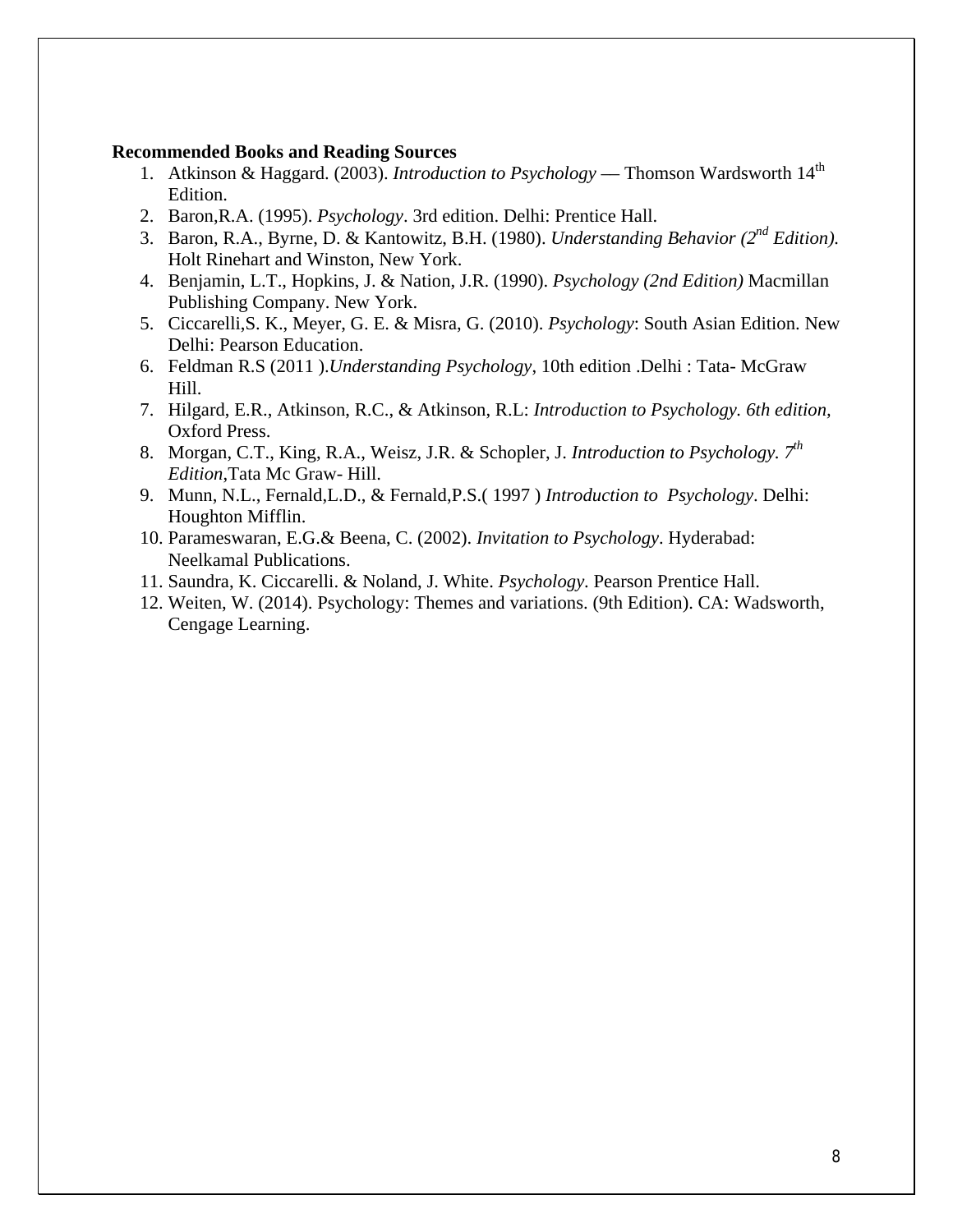**Recommended Books and Reading Sources**

1. Atkinson & Haggard. (2003). *Introduction to Psychology* — Thomson Wardsworth 14th Edition.
2. Baron,R.A. (1995). *Psychology*. 3rd edition. Delhi: Prentice Hall.
3. Baron, R.A., Byrne, D. & Kantowitz, B.H. (1980). *Understanding Behavior (2nd Edition).* Holt Rinehart and Winston, New York.
4. Benjamin, L.T., Hopkins, J. & Nation, J.R. (1990). *Psychology (2nd Edition)* Macmillan Publishing Company. New York.
5. Ciccarelli,S. K., Meyer, G. E. & Misra, G. (2010). *Psychology*: South Asian Edition. New Delhi: Pearson Education.
6. Feldman R.S (2011 ).*Understanding Psychology*, 10th edition .Delhi : Tata- McGraw Hill.
7. Hilgard, E.R., Atkinson, R.C., & Atkinson, R.L: *Introduction to Psychology. 6th edition,* Oxford Press.
8. Morgan, C.T., King, R.A., Weisz, J.R. & Schopler, J. *Introduction to Psychology. 7th Edition*,Tata Mc Graw- Hill.
9. Munn, N.L., Fernald,L.D., & Fernald,P.S.( 1997 ) *Introduction to Psychology*. Delhi: Houghton Mifflin.
10. Parameswaran, E.G.& Beena, C. (2002). *Invitation to Psychology*. Hyderabad: Neelkamal Publications.
11. Saundra, K. Ciccarelli. & Noland, J. White. *Psychology*. Pearson Prentice Hall.
12. Weiten, W. (2014). Psychology: Themes and variations. (9th Edition). CA: Wadsworth, Cengage Learning.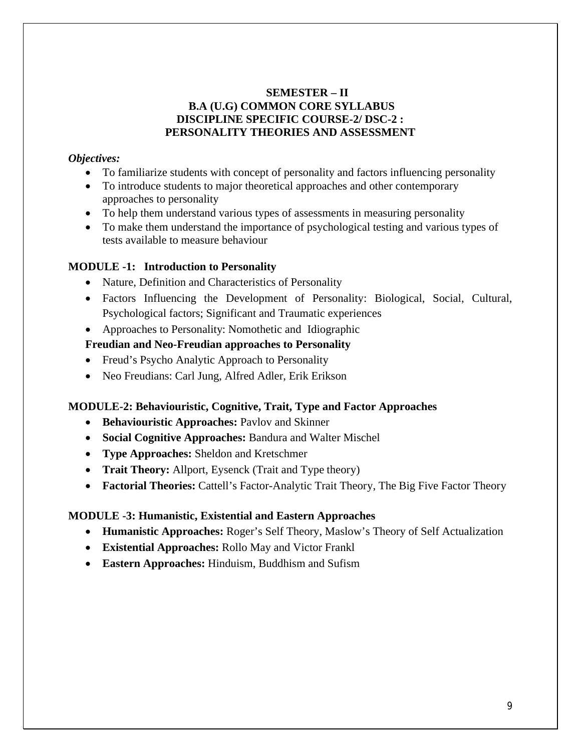# SEMESTER – II
## B.A (U.G) COMMON CORE SYLLABUS
## DISCIPLINE SPECIFIC COURSE-2/ DSC-2 :
## PERSONALITY THEORIES AND ASSESSMENT

***Objectives:***

- To familiarize students with concept of personality and factors influencing personality
- To introduce students to major theoretical approaches and other contemporary approaches to personality
- To help them understand various types of assessments in measuring personality
- To make them understand the importance of psychological testing and various types of tests available to measure behaviour

### MODULE -1: Introduction to Personality

- Nature, Definition and Characteristics of Personality
- Factors Influencing the Development of Personality: Biological, Social, Cultural, Psychological factors; Significant and Traumatic experiences
- Approaches to Personality: Nomothetic and Idiographic

**Freudian and Neo-Freudian approaches to Personality**

- Freud's Psycho Analytic Approach to Personality
- Neo Freudians: Carl Jung, Alfred Adler, Erik Erikson

### MODULE-2: Behaviouristic, Cognitive, Trait, Type and Factor Approaches

- **Behaviouristic Approaches:** Pavlov and Skinner
- **Social Cognitive Approaches:** Bandura and Walter Mischel
- **Type Approaches:** Sheldon and Kretschmer
- **Trait Theory:** Allport, Eysenck (Trait and Type theory)
- **Factorial Theories:** Cattell's Factor-Analytic Trait Theory, The Big Five Factor Theory

### MODULE -3: Humanistic, Existential and Eastern Approaches

- **Humanistic Approaches:** Roger's Self Theory, Maslow's Theory of Self Actualization
- **Existential Approaches:** Rollo May and Victor Frankl
- **Eastern Approaches:** Hinduism, Buddhism and Sufism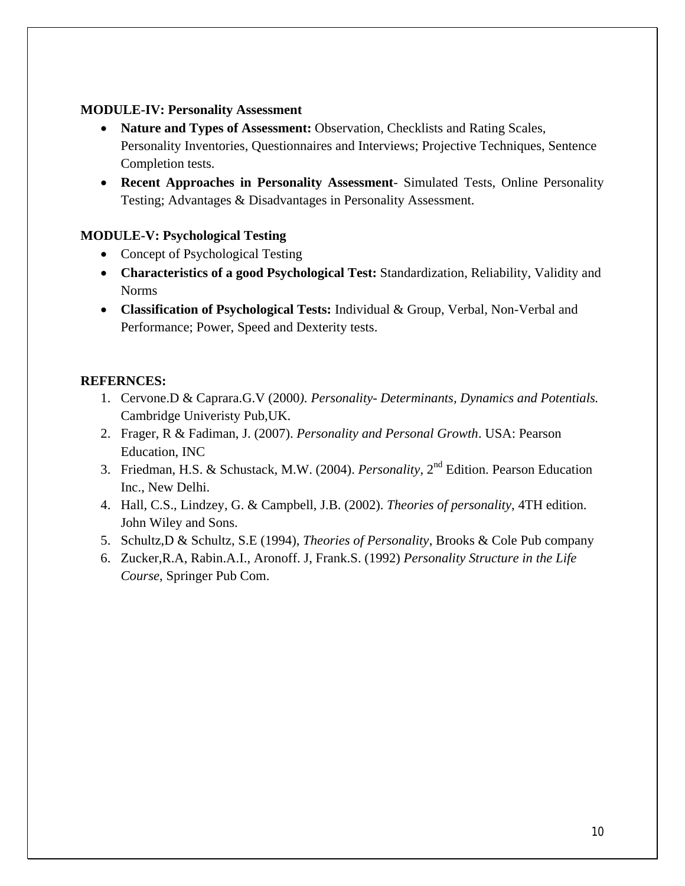**MODULE-IV: Personality Assessment**

- **Nature and Types of Assessment:** Observation, Checklists and Rating Scales, Personality Inventories, Questionnaires and Interviews; Projective Techniques, Sentence Completion tests.
- **Recent Approaches in Personality Assessment**- Simulated Tests, Online Personality Testing; Advantages & Disadvantages in Personality Assessment.

**MODULE-V: Psychological Testing**

- Concept of Psychological Testing
- **Characteristics of a good Psychological Test:** Standardization, Reliability, Validity and Norms
- **Classification of Psychological Tests:** Individual & Group, Verbal, Non-Verbal and Performance; Power, Speed and Dexterity tests.

**REFERNCES:**

1. Cervone.D & Caprara.G.V (2000*). Personality- Determinants, Dynamics and Potentials.* Cambridge Univeristy Pub,UK.
2. Frager, R & Fadiman, J. (2007). *Personality and Personal Growth*. USA: Pearson Education, INC
3. Friedman, H.S. & Schustack, M.W. (2004). *Personality*, 2nd Edition. Pearson Education Inc., New Delhi.
4. Hall, C.S., Lindzey, G. & Campbell, J.B. (2002). *Theories of personality*, 4TH edition. John Wiley and Sons.
5. Schultz,D & Schultz, S.E (1994), *Theories of Personality*, Brooks & Cole Pub company
6. Zucker,R.A, Rabin.A.I., Aronoff. J, Frank.S. (1992) *Personality Structure in the Life Course*, Springer Pub Com.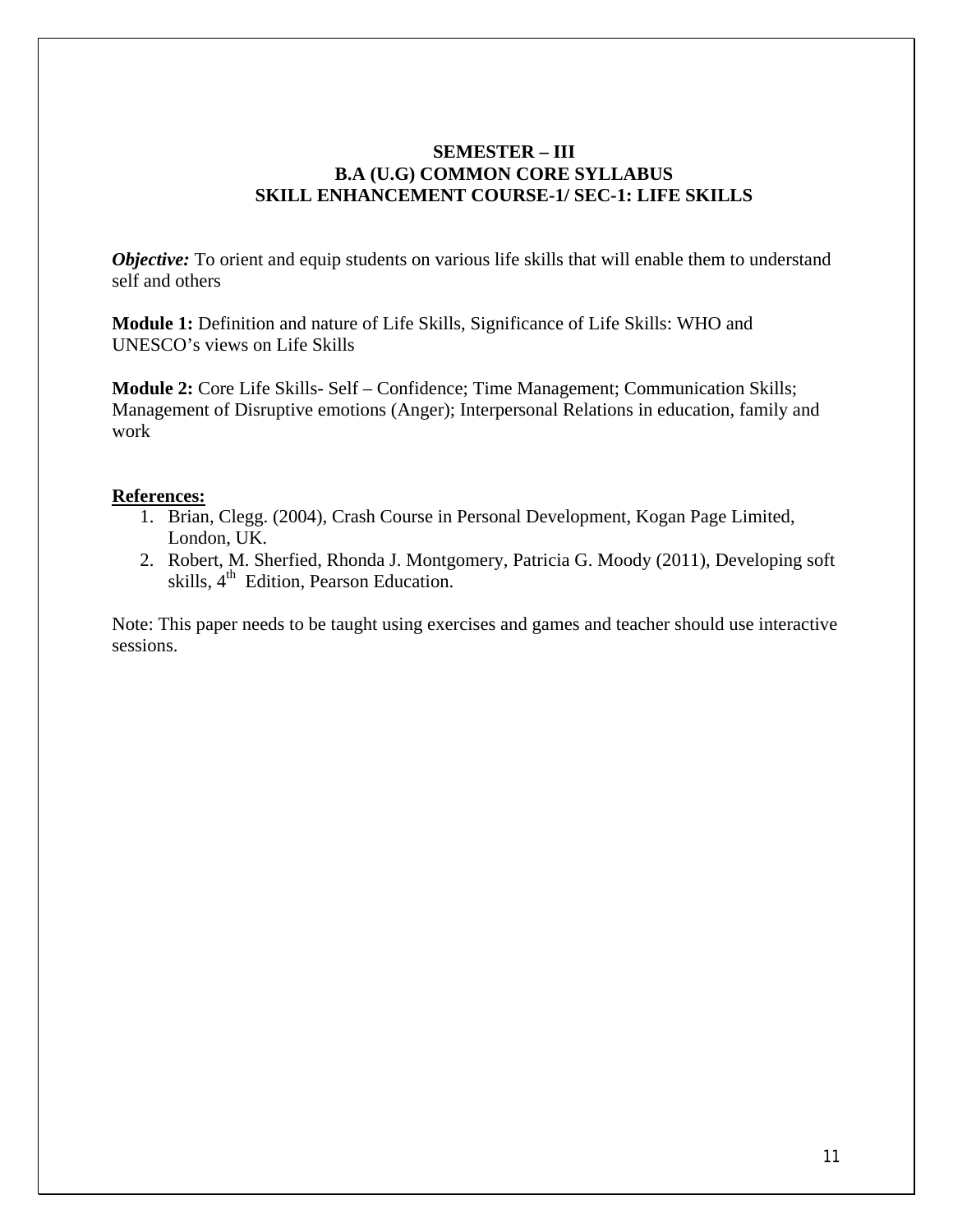## SEMESTER – III
## B.A (U.G) COMMON CORE SYLLABUS
## SKILL ENHANCEMENT COURSE-1/ SEC-1: LIFE SKILLS

***Objective:*** To orient and equip students on various life skills that will enable them to understand self and others

**Module 1:** Definition and nature of Life Skills, Significance of Life Skills: WHO and UNESCO's views on Life Skills

**Module 2:** Core Life Skills- Self – Confidence; Time Management; Communication Skills; Management of Disruptive emotions (Anger); Interpersonal Relations in education, family and work

**References:**

1. Brian, Clegg. (2004), Crash Course in Personal Development, Kogan Page Limited, London, UK.
2. Robert, M. Sherfied, Rhonda J. Montgomery, Patricia G. Moody (2011), Developing soft skills, 4th Edition, Pearson Education.

Note: This paper needs to be taught using exercises and games and teacher should use interactive sessions.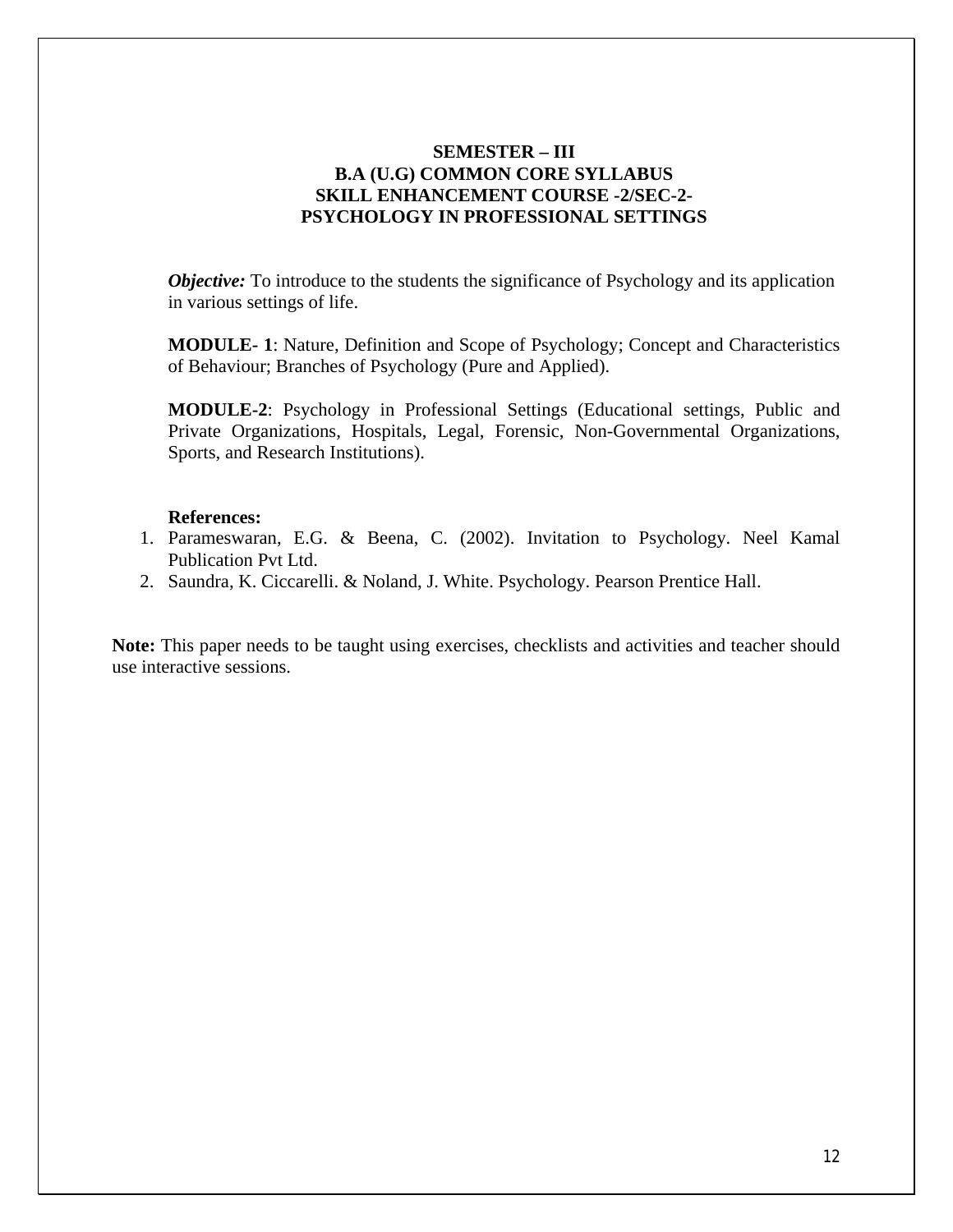# SEMESTER – III
## B.A (U.G) COMMON CORE SYLLABUS
## SKILL ENHANCEMENT COURSE -2/SEC-2-
## PSYCHOLOGY IN PROFESSIONAL SETTINGS

***Objective:*** To introduce to the students the significance of Psychology and its application in various settings of life.

**MODULE- 1**: Nature, Definition and Scope of Psychology; Concept and Characteristics of Behaviour; Branches of Psychology (Pure and Applied).

**MODULE-2**: Psychology in Professional Settings (Educational settings, Public and Private Organizations, Hospitals, Legal, Forensic, Non-Governmental Organizations, Sports, and Research Institutions).

**References:**

1. Parameswaran, E.G. & Beena, C. (2002). Invitation to Psychology. Neel Kamal Publication Pvt Ltd.
2. Saundra, K. Ciccarelli. & Noland, J. White. Psychology. Pearson Prentice Hall.

**Note:** This paper needs to be taught using exercises, checklists and activities and teacher should use interactive sessions.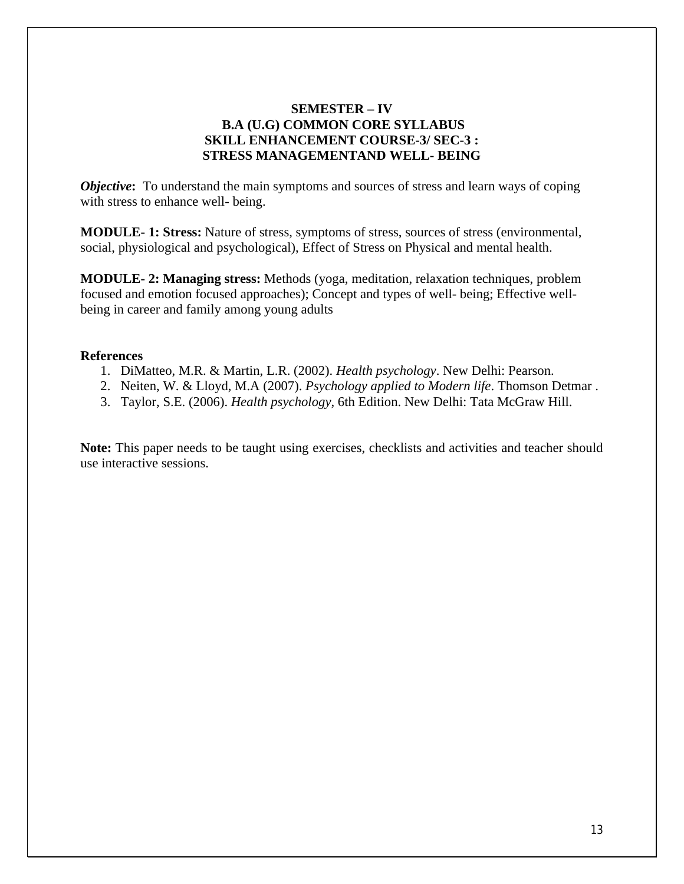# SEMESTER – IV
## B.A (U.G) COMMON CORE SYLLABUS
## SKILL ENHANCEMENT COURSE-3/ SEC-3 :
## STRESS MANAGEMENTAND WELL- BEING

***Objective*:** To understand the main symptoms and sources of stress and learn ways of coping with stress to enhance well- being.

**MODULE- 1: Stress:** Nature of stress, symptoms of stress, sources of stress (environmental, social, physiological and psychological), Effect of Stress on Physical and mental health.

**MODULE- 2: Managing stress:** Methods (yoga, meditation, relaxation techniques, problem focused and emotion focused approaches); Concept and types of well- being; Effective well-being in career and family among young adults

**References**

1. DiMatteo, M.R. & Martin, L.R. (2002). *Health psychology*. New Delhi: Pearson.
2. Neiten, W. & Lloyd, M.A (2007). *Psychology applied to Modern life*. Thomson Detmar .
3. Taylor, S.E. (2006). *Health psychology*, 6th Edition. New Delhi: Tata McGraw Hill.

**Note:** This paper needs to be taught using exercises, checklists and activities and teacher should use interactive sessions.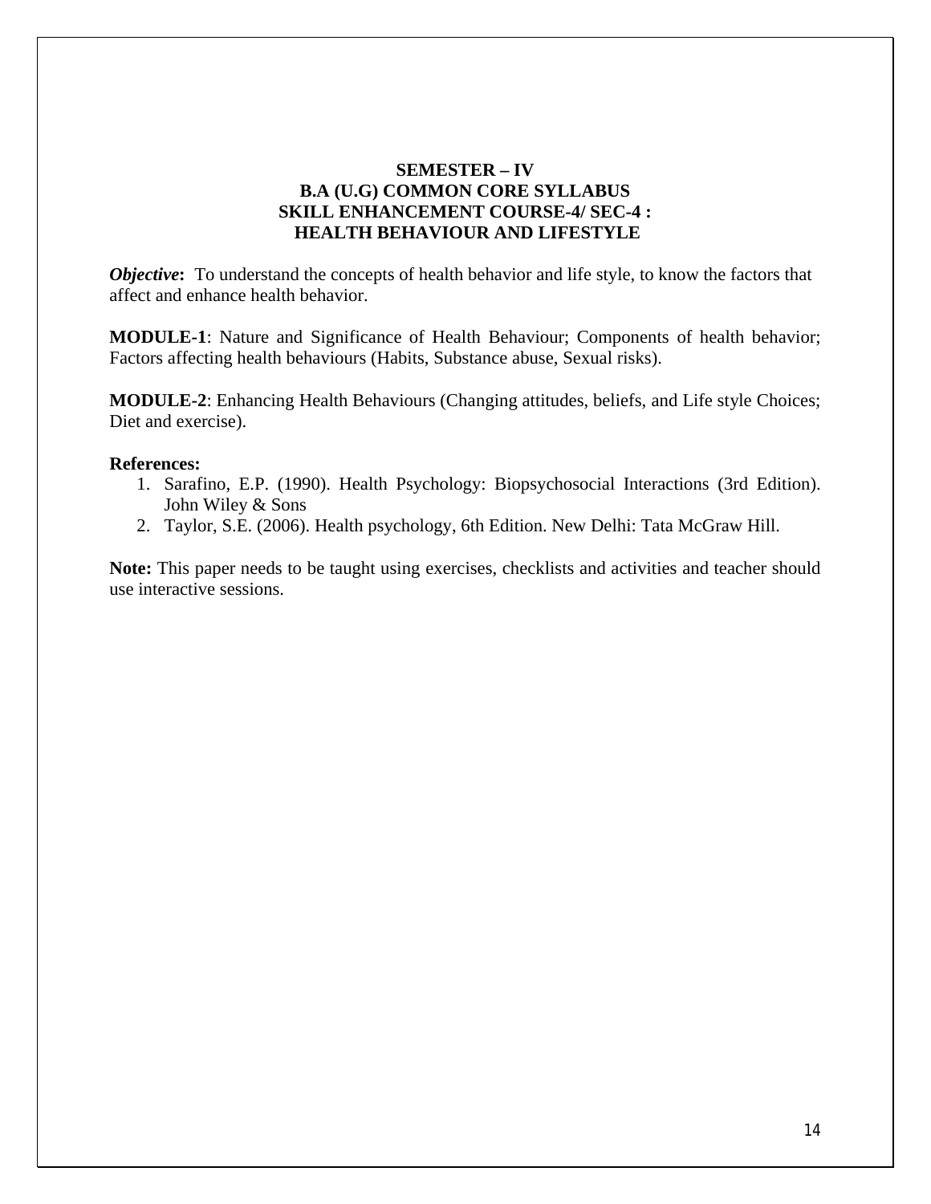# SEMESTER – IV
## B.A (U.G) COMMON CORE SYLLABUS
## SKILL ENHANCEMENT COURSE-4/ SEC-4 :
## HEALTH BEHAVIOUR AND LIFESTYLE

***Objective*:** To understand the concepts of health behavior and life style, to know the factors that affect and enhance health behavior.

**MODULE-1**: Nature and Significance of Health Behaviour; Components of health behavior; Factors affecting health behaviours (Habits, Substance abuse, Sexual risks).

**MODULE-2**: Enhancing Health Behaviours (Changing attitudes, beliefs, and Life style Choices; Diet and exercise).

**References:**

1. Sarafino, E.P. (1990). Health Psychology: Biopsychosocial Interactions (3rd Edition). John Wiley & Sons
2. Taylor, S.E. (2006). Health psychology, 6th Edition. New Delhi: Tata McGraw Hill.

**Note:** This paper needs to be taught using exercises, checklists and activities and teacher should use interactive sessions.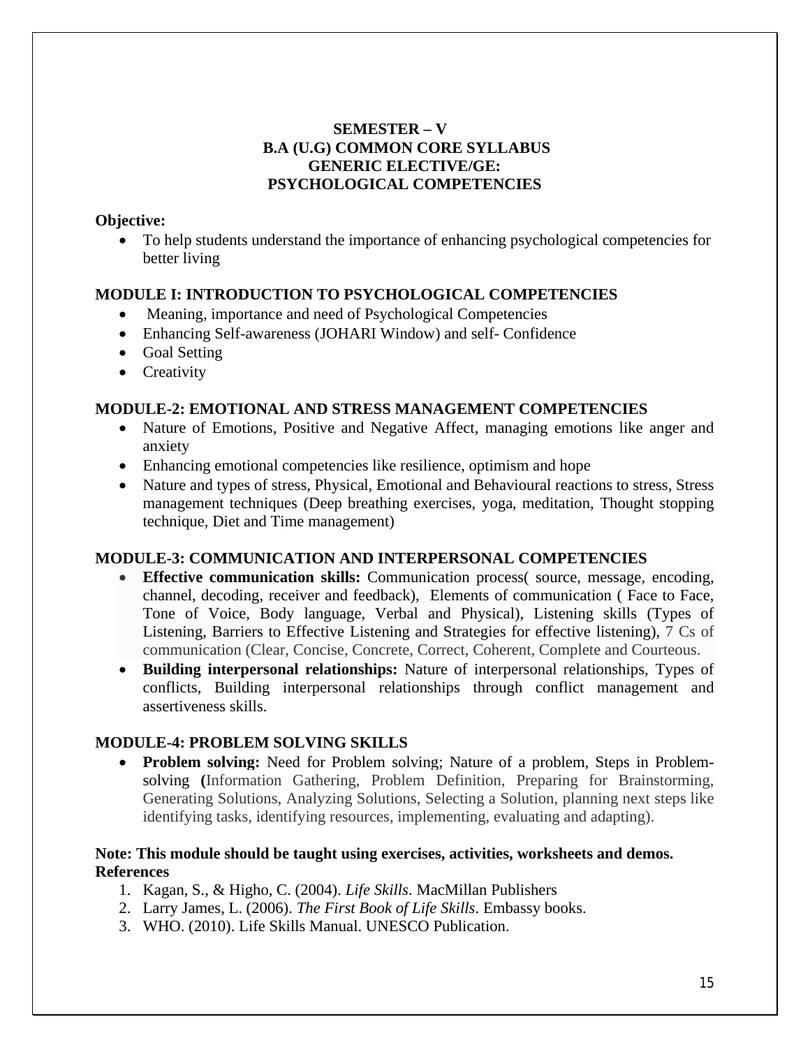**SEMESTER – V**
**B.A (U.G) COMMON CORE SYLLABUS**
**GENERIC ELECTIVE/GE:**
**PSYCHOLOGICAL COMPETENCIES**

**Objective:**

- To help students understand the importance of enhancing psychological competencies for better living

## MODULE I: INTRODUCTION TO PSYCHOLOGICAL COMPETENCIES

- Meaning, importance and need of Psychological Competencies
- Enhancing Self-awareness (JOHARI Window) and self- Confidence
- Goal Setting
- Creativity

## MODULE-2: EMOTIONAL AND STRESS MANAGEMENT COMPETENCIES

- Nature of Emotions, Positive and Negative Affect, managing emotions like anger and anxiety
- Enhancing emotional competencies like resilience, optimism and hope
- Nature and types of stress, Physical, Emotional and Behavioural reactions to stress, Stress management techniques (Deep breathing exercises, yoga, meditation, Thought stopping technique, Diet and Time management)

## MODULE-3: COMMUNICATION AND INTERPERSONAL COMPETENCIES

- **Effective communication skills:** Communication process( source, message, encoding, channel, decoding, receiver and feedback), Elements of communication ( Face to Face, Tone of Voice, Body language, Verbal and Physical), Listening skills (Types of Listening, Barriers to Effective Listening and Strategies for effective listening), 7 Cs of communication (Clear, Concise, Concrete, Correct, Coherent, Complete and Courteous.
- **Building interpersonal relationships:** Nature of interpersonal relationships, Types of conflicts, Building interpersonal relationships through conflict management and assertiveness skills.

## MODULE-4: PROBLEM SOLVING SKILLS

- **Problem solving:** Need for Problem solving; Nature of a problem, Steps in Problem-solving **(**Information Gathering, Problem Definition, Preparing for Brainstorming, Generating Solutions, Analyzing Solutions, Selecting a Solution, planning next steps like identifying tasks, identifying resources, implementing, evaluating and adapting).

**Note: This module should be taught using exercises, activities, worksheets and demos.**

**References**

1. Kagan, S., & Higho, C. (2004). *Life Skills*. MacMillan Publishers
2. Larry James, L. (2006). *The First Book of Life Skills*. Embassy books.
3. WHO. (2010). Life Skills Manual. UNESCO Publication.